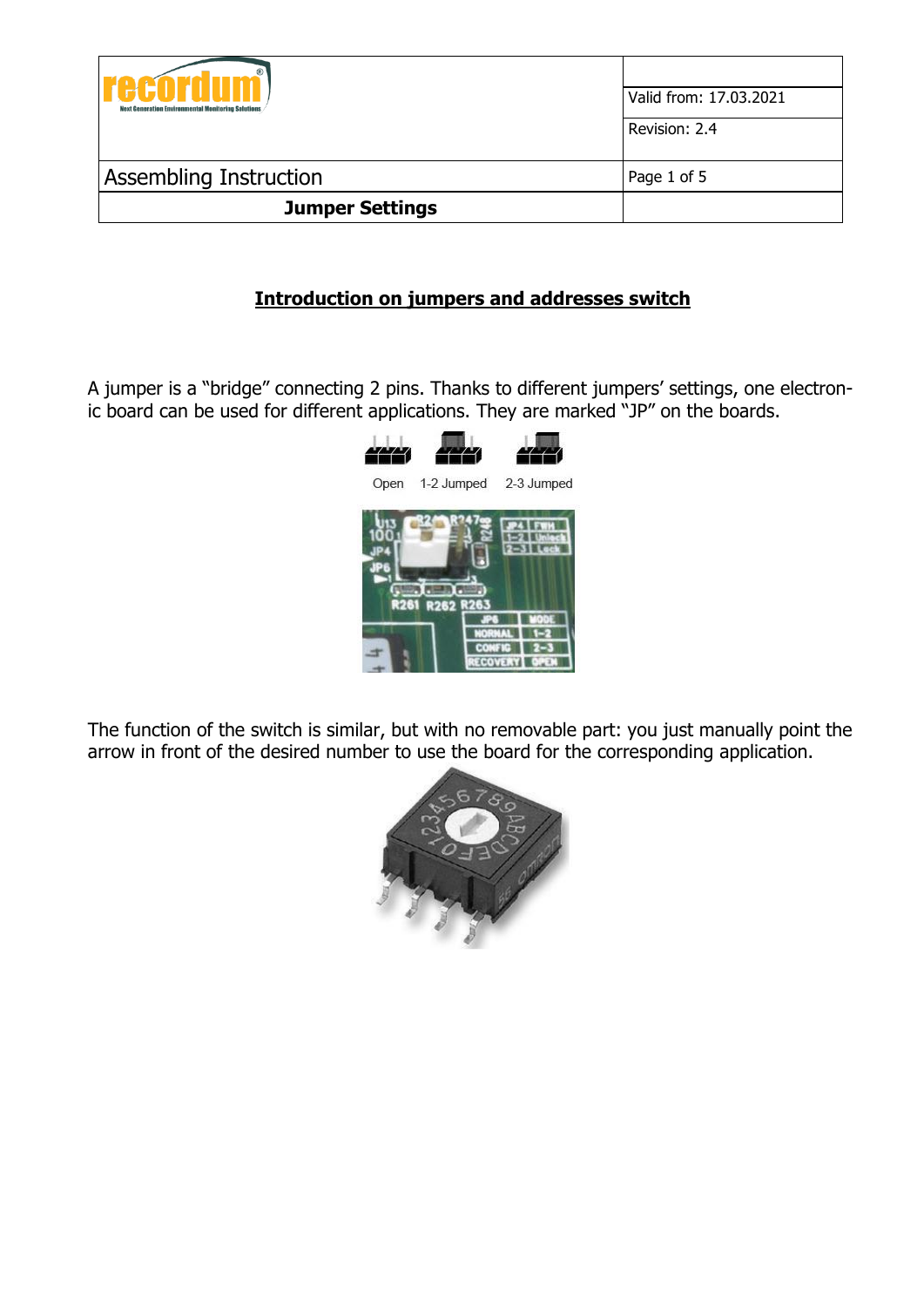## Introduction on jumpers and addresses switch

A jumper is a "bridge" connecting 2 pins. Thanks to different jumpers' settings, one electronic board can be used for different applications. They are marked "JP" on the boards.

Open 1-2 Jumped 2-3 Jumped

The function of the switch is similar, but with no removable part: you just manually point the arrow in front of the desired number to use the board for the corresponding application.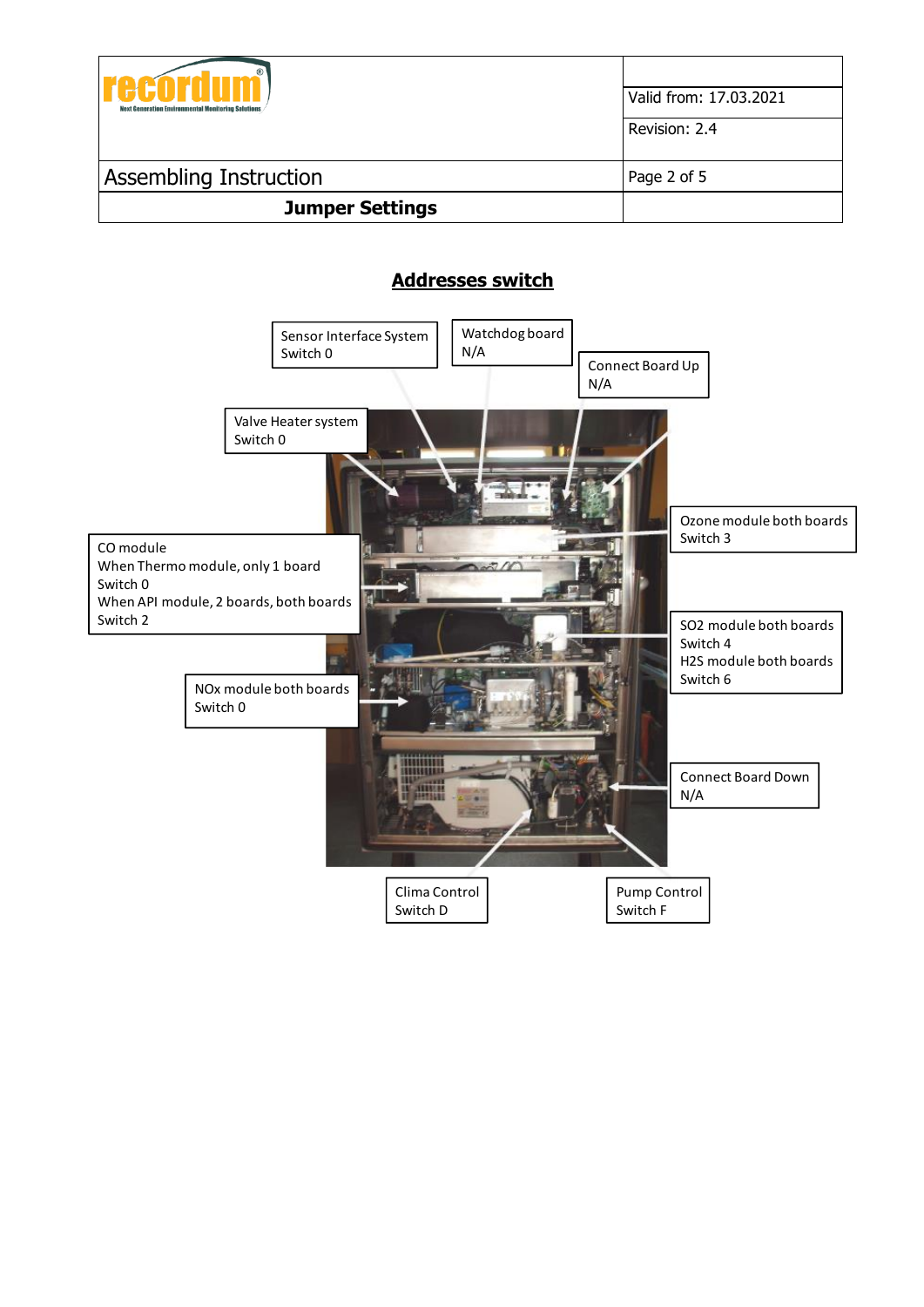## Jumper Settings

### Addresses switch

Sensor Interface System
Switch 0

Watchdog board
N/A

Connect Board Up
N/A

Valve Heater system
Switch 0

Ozone module both boards
Switch 3

CO module
When Thermo module, only 1 board
Switch 0
When API module, 2 boards, both boards
Switch 2

SO2 module both boards
Switch 4
H2S module both boards
Switch 6

NOx module both boards
Switch 0

Connect Board Down
N/A

Clima Control
Switch D

Pump Control
Switch F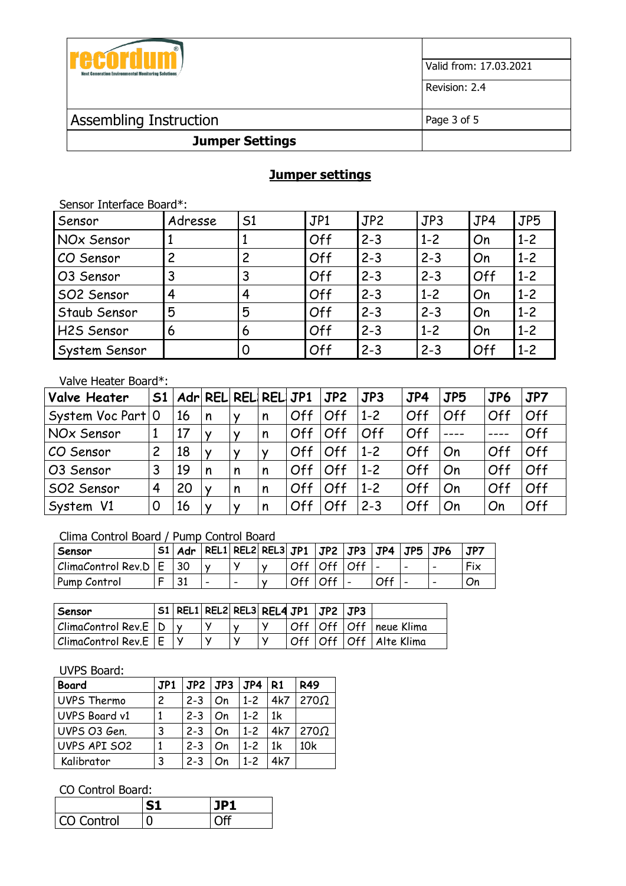## Jumper settings

Sensor Interface Board*:

| Sensor | Adresse | S1 | JP1 | JP2 | JP3 | JP4 | JP5 |
|---|---|---|---|---|---|---|---|
| NOx Sensor | 1 | 1 | Off | 2-3 | 1-2 | On | 1-2 |
| CO Sensor | 2 | 2 | Off | 2-3 | 2-3 | On | 1-2 |
| O3 Sensor | 3 | 3 | Off | 2-3 | 2-3 | Off | 1-2 |
| SO2 Sensor | 4 | 4 | Off | 2-3 | 1-2 | On | 1-2 |
| Staub Sensor | 5 | 5 | Off | 2-3 | 2-3 | On | 1-2 |
| H2S Sensor | 6 | 6 | Off | 2-3 | 1-2 | On | 1-2 |
| System Sensor | | 0 | Off | 2-3 | 2-3 | Off | 1-2 |

Valve Heater Board*:

| Valve Heater | S1 | Adr | REL | REL | REL | JP1 | JP2 | JP3 | JP4 | JP5 | JP6 | JP7 |
|---|---|---|---|---|---|---|---|---|---|---|---|---|
| System Voc Part | 0 | 16 | n | y | n | Off | Off | 1-2 | Off | Off | Off | Off |
| NOx Sensor | 1 | 17 | y | y | n | Off | Off | Off | Off | ---- | ---- | Off |
| CO Sensor | 2 | 18 | y | y | y | Off | Off | 1-2 | Off | On | Off | Off |
| O3 Sensor | 3 | 19 | n | n | n | Off | Off | 1-2 | Off | On | Off | Off |
| SO2 Sensor | 4 | 20 | y | n | n | Off | Off | 1-2 | Off | On | Off | Off |
| System V1 | 0 | 16 | y | y | n | Off | Off | 2-3 | Off | On | On | Off |

Clima Control Board / Pump Control Board

| Sensor | S1 | Adr | REL1 | REL2 | REL3 | JP1 | JP2 | JP3 | JP4 | JP5 | JP6 | JP7 |
|---|---|---|---|---|---|---|---|---|---|---|---|---|
| ClimaControl Rev.D | E | 30 | y | Y | y | Off | Off | Off | - | - | - | Fix |
| Pump Control | F | 31 | - | - | y | Off | Off | - | Off | - | - | On |

| Sensor | S1 | REL1 | REL2 | REL3 | REL4 | JP1 | JP2 | JP3 | |
|---|---|---|---|---|---|---|---|---|---|
| ClimaControl Rev.E | D | y | Y | y | Y | Off | Off | Off | neue Klima |
| ClimaControl Rev.E | E | Y | Y | Y | Y | Off | Off | Off | Alte Klima |

UVPS Board:

| Board | JP1 | JP2 | JP3 | JP4 | R1 | R49 |
|---|---|---|---|---|---|---|
| UVPS Thermo | 2 | 2-3 | On | 1-2 | 4k7 | 270Ω |
| UVPS Board v1 | 1 | 2-3 | On | 1-2 | 1k | |
| UVPS O3 Gen. | 3 | 2-3 | On | 1-2 | 4k7 | 270Ω |
| UVPS API SO2 | 1 | 2-3 | On | 1-2 | 1k | 10k |
| Kalibrator | 3 | 2-3 | On | 1-2 | 4k7 | |

CO Control Board:

| | S1 | JP1 |
|---|---|---|
| CO Control | 0 | Off |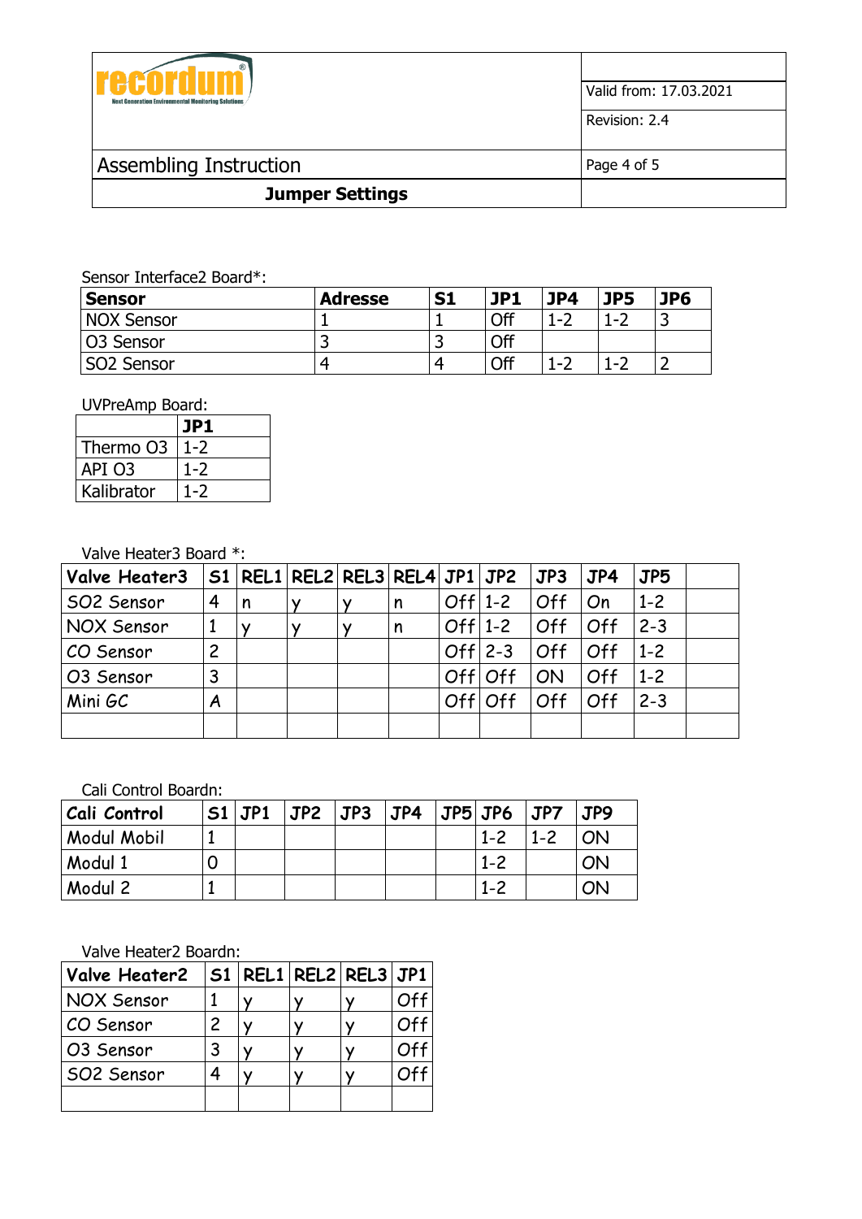## Jumper Settings

Sensor Interface2 Board*:

| Sensor | Adresse | S1 | JP1 | JP4 | JP5 | JP6 |
|---|---|---|---|---|---|---|
| NOX Sensor | 1 | 1 | Off | 1-2 | 1-2 | 3 |
| O3 Sensor | 3 | 3 | Off | | | |
| SO2 Sensor | 4 | 4 | Off | 1-2 | 1-2 | 2 |

UVPreAmp Board:

| | JP1 |
|---|---|
| Thermo O3 | 1-2 |
| API O3 | 1-2 |
| Kalibrator | 1-2 |

Valve Heater3 Board *:

| Valve Heater3 | S1 | REL1 | REL2 | REL3 | REL4 | JP1 | JP2 | JP3 | JP4 | JP5 | |
|---|---|---|---|---|---|---|---|---|---|---|---|
| SO2 Sensor | 4 | n | y | y | n | Off | 1-2 | Off | On | 1-2 | |
| NOX Sensor | 1 | y | y | y | n | Off | 1-2 | Off | Off | 2-3 | |
| CO Sensor | 2 | | | | | Off | 2-3 | Off | Off | 1-2 | |
| O3 Sensor | 3 | | | | | Off | Off | ON | Off | 1-2 | |
| Mini GC | A | | | | | Off | Off | Off | Off | 2-3 | |
| | | | | | | | | | | | |

Cali Control Boardn:

| Cali Control | S1 | JP1 | JP2 | JP3 | JP4 | JP5 | JP6 | JP7 | JP9 |
|---|---|---|---|---|---|---|---|---|---|
| Modul Mobil | 1 | | | | | | 1-2 | 1-2 | ON |
| Modul 1 | 0 | | | | | | 1-2 | | ON |
| Modul 2 | 1 | | | | | | 1-2 | | ON |

Valve Heater2 Boardn:

| Valve Heater2 | S1 | REL1 | REL2 | REL3 | JP1 |
|---|---|---|---|---|---|
| NOX Sensor | 1 | y | y | y | Off |
| CO Sensor | 2 | y | y | y | Off |
| O3 Sensor | 3 | y | y | y | Off |
| SO2 Sensor | 4 | y | y | y | Off |
| | | | | | |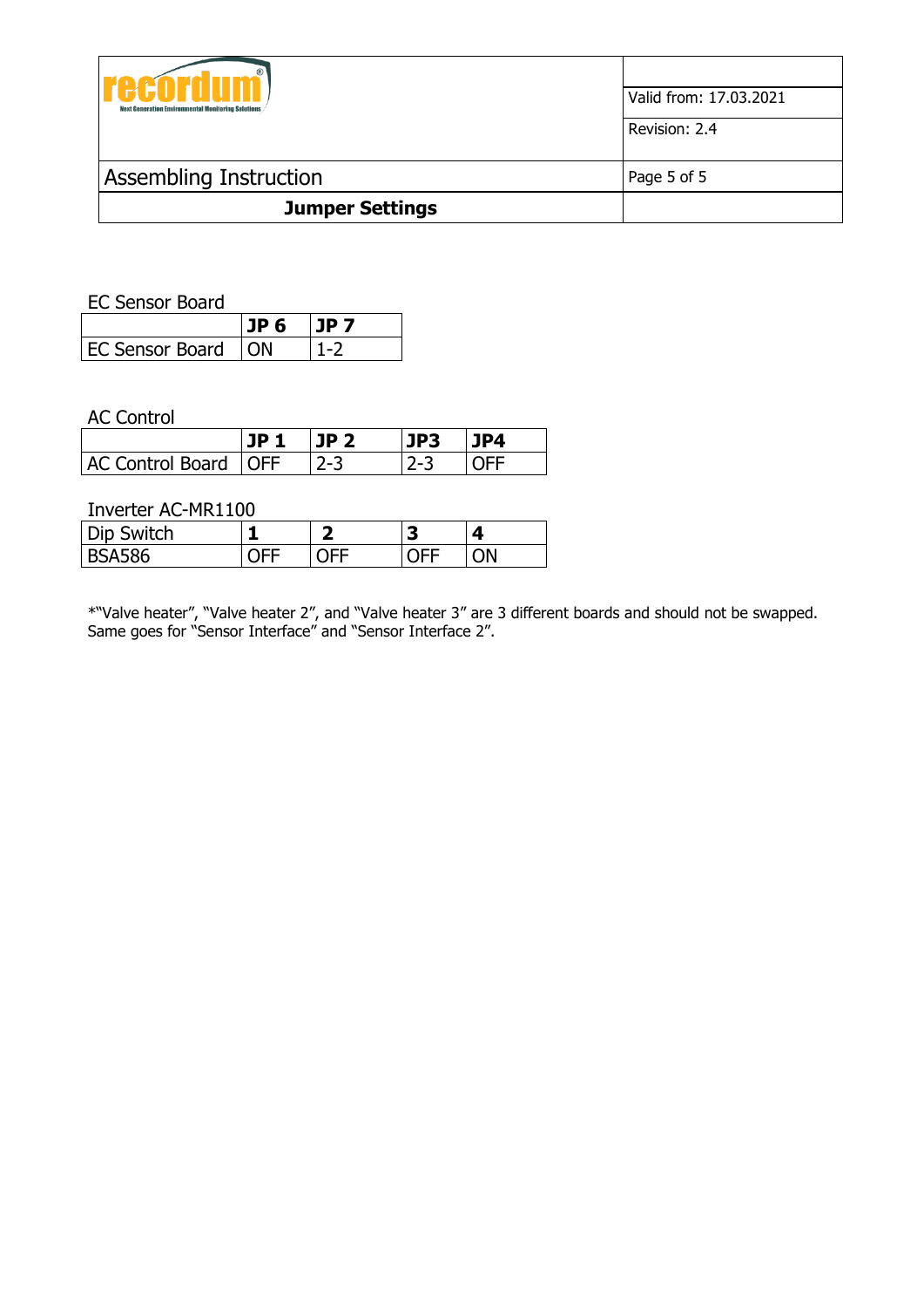EC Sensor Board

| | JP 6 | JP 7 |
|---|---|---|
| EC Sensor Board | ON | 1-2 |

AC Control

| | JP 1 | JP 2 | JP3 | JP4 |
|---|---|---|---|---|
| AC Control Board | OFF | 2-3 | 2-3 | OFF |

Inverter AC-MR1100

| Dip Switch | 1 | 2 | 3 | 4 |
|---|---|---|---|---|
| BSA586 | OFF | OFF | OFF | ON |

*"Valve heater", "Valve heater 2", and "Valve heater 3" are 3 different boards and should not be swapped. Same goes for "Sensor Interface" and "Sensor Interface 2".